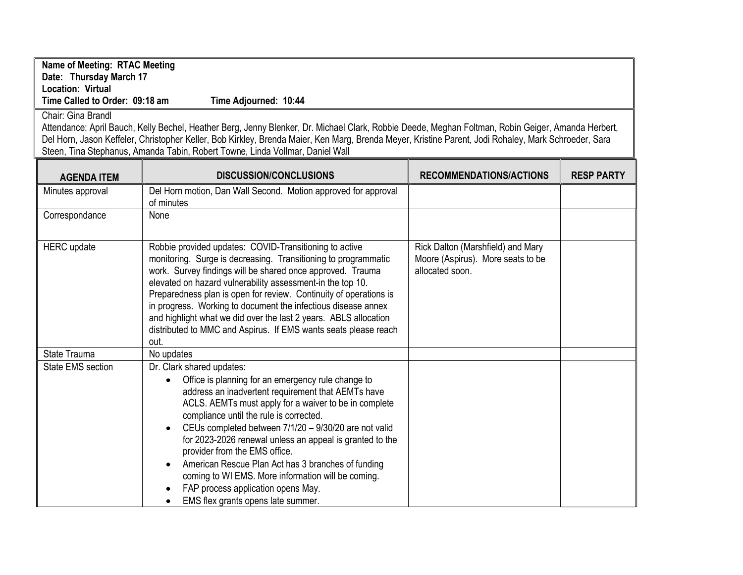**Name of Meeting: RTAC Meeting**
**Date: Thursday March 17**
**Location: Virtual**
**Time Called to Order: 09:18 am** **Time Adjourned: 10:44**

Chair: Gina Brandl
Attendance: April Bauch, Kelly Bechel, Heather Berg, Jenny Blenker, Dr. Michael Clark, Robbie Deede, Meghan Foltman, Robin Geiger, Amanda Herbert, Del Horn, Jason Keffeler, Christopher Keller, Bob Kirkley, Brenda Maier, Ken Marg, Brenda Meyer, Kristine Parent, Jodi Rohaley, Mark Schroeder, Sara Steen, Tina Stephanus, Amanda Tabin, Robert Towne, Linda Vollmar, Daniel Wall

| AGENDA ITEM | DISCUSSION/CONCLUSIONS | RECOMMENDATIONS/ACTIONS | RESP PARTY |
|---|---|---|---|
| Minutes approval | Del Horn motion, Dan Wall Second. Motion approved for approval of minutes | | |
| Correspondance | None | | |
| HERC update | Robbie provided updates: COVID-Transitioning to active monitoring. Surge is decreasing. Transitioning to programmatic work. Survey findings will be shared once approved. Trauma elevated on hazard vulnerability assessment-in the top 10. Preparedness plan is open for review. Continuity of operations is in progress. Working to document the infectious disease annex and highlight what we did over the last 2 years. ABLS allocation distributed to MMC and Aspirus. If EMS wants seats please reach out. | Rick Dalton (Marshfield) and Mary Moore (Aspirus). More seats to be allocated soon. | |
| State Trauma | No updates | | |
| State EMS section | Dr. Clark shared updates:<br>• Office is planning for an emergency rule change to address an inadvertent requirement that AEMTs have ACLS. AEMTs must apply for a waiver to be in complete compliance until the rule is corrected.<br>• CEUs completed between 7/1/20 – 9/30/20 are not valid for 2023-2026 renewal unless an appeal is granted to the provider from the EMS office.<br>• American Rescue Plan Act has 3 branches of funding coming to WI EMS. More information will be coming.<br>• FAP process application opens May.<br>• EMS flex grants opens late summer. | | |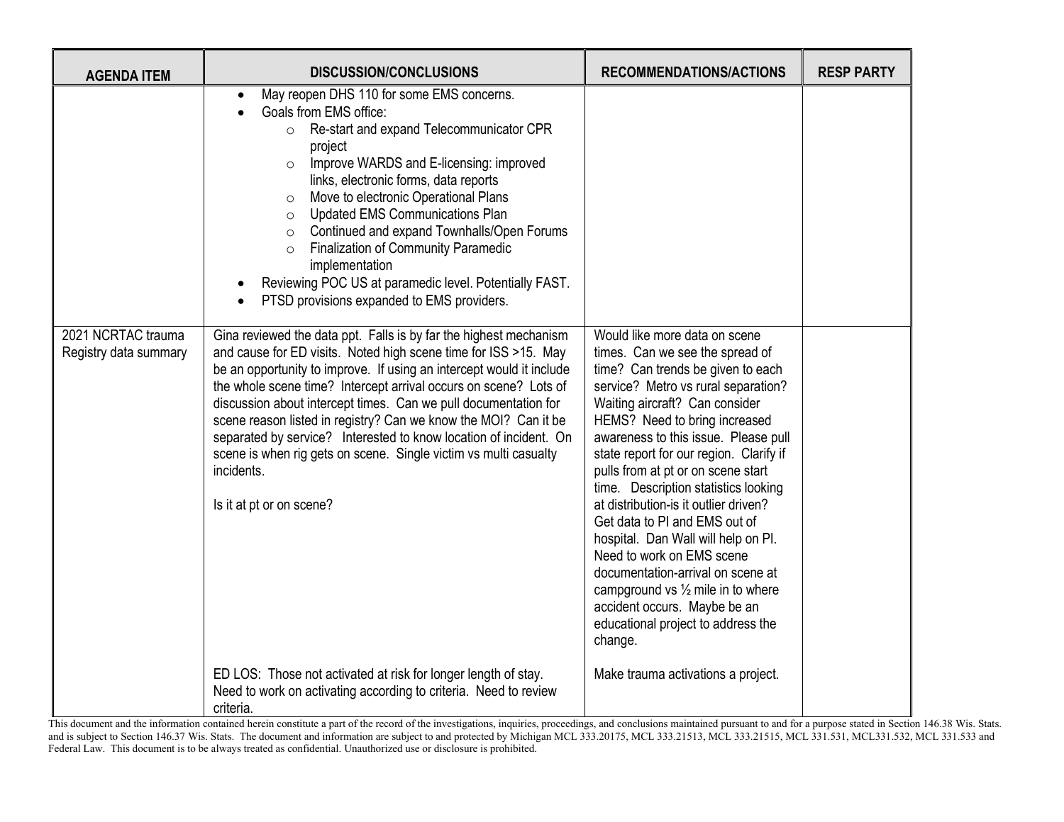| AGENDA ITEM | DISCUSSION/CONCLUSIONS | RECOMMENDATIONS/ACTIONS | RESP PARTY |
|---|---|---|---|
| | • May reopen DHS 110 for some EMS concerns.<br>• Goals from EMS office:<br>  ○ Re-start and expand Telecommunicator CPR project<br>  ○ Improve WARDS and E-licensing: improved links, electronic forms, data reports<br>  ○ Move to electronic Operational Plans<br>  ○ Updated EMS Communications Plan<br>  ○ Continued and expand Townhalls/Open Forums<br>  ○ Finalization of Community Paramedic implementation<br>• Reviewing POC US at paramedic level. Potentially FAST.<br>• PTSD provisions expanded to EMS providers. | | |
| 2021 NCRTAC trauma Registry data summary | Gina reviewed the data ppt. Falls is by far the highest mechanism and cause for ED visits. Noted high scene time for ISS >15. May be an opportunity to improve. If using an intercept would it include the whole scene time? Intercept arrival occurs on scene? Lots of discussion about intercept times. Can we pull documentation for scene reason listed in registry? Can we know the MOI? Can it be separated by service? Interested to know location of incident. On scene is when rig gets on scene. Single victim vs multi casualty incidents.<br><br>Is it at pt or on scene?<br><br>ED LOS: Those not activated at risk for longer length of stay. Need to work on activating according to criteria. Need to review criteria. | Would like more data on scene times. Can we see the spread of time? Can trends be given to each service? Metro vs rural separation? Waiting aircraft? Can consider HEMS? Need to bring increased awareness to this issue. Please pull state report for our region. Clarify if pulls from at pt or on scene start time. Description statistics looking at distribution-is it outlier driven? Get data to PI and EMS out of hospital. Dan Wall will help on PI. Need to work on EMS scene documentation-arrival on scene at campground vs ½ mile in to where accident occurs. Maybe be an educational project to address the change.<br><br>Make trauma activations a project. | |

This document and the information contained herein constitute a part of the record of the investigations, inquiries, proceedings, and conclusions maintained pursuant to and for a purpose stated in Section 146.38 Wis. Stats. and is subject to Section 146.37 Wis. Stats. The document and information are subject to and protected by Michigan MCL 333.20175, MCL 333.21513, MCL 333.21515, MCL 331.531, MCL331.532, MCL 331.533 and Federal Law. This document is to be always treated as confidential. Unauthorized use or disclosure is prohibited.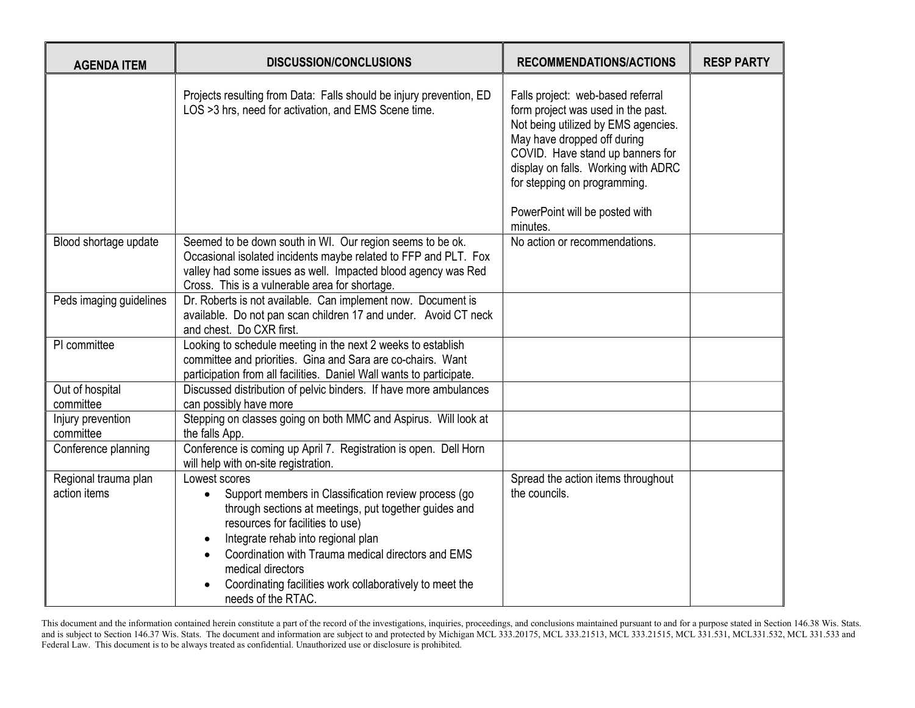| AGENDA ITEM | DISCUSSION/CONCLUSIONS | RECOMMENDATIONS/ACTIONS | RESP PARTY |
|---|---|---|---|
| | Projects resulting from Data: Falls should be injury prevention, ED LOS >3 hrs, need for activation, and EMS Scene time. | Falls project: web-based referral form project was used in the past. Not being utilized by EMS agencies. May have dropped off during COVID. Have stand up banners for display on falls. Working with ADRC for stepping on programming.<br><br>PowerPoint will be posted with minutes. | |
| Blood shortage update | Seemed to be down south in WI. Our region seems to be ok. Occasional isolated incidents maybe related to FFP and PLT. Fox valley had some issues as well. Impacted blood agency was Red Cross. This is a vulnerable area for shortage. | No action or recommendations. | |
| Peds imaging guidelines | Dr. Roberts is not available. Can implement now. Document is available. Do not pan scan children 17 and under. Avoid CT neck and chest. Do CXR first. | | |
| PI committee | Looking to schedule meeting in the next 2 weeks to establish committee and priorities. Gina and Sara are co-chairs. Want participation from all facilities. Daniel Wall wants to participate. | | |
| Out of hospital committee | Discussed distribution of pelvic binders. If have more ambulances can possibly have more | | |
| Injury prevention committee | Stepping on classes going on both MMC and Aspirus. Will look at the falls App. | | |
| Conference planning | Conference is coming up April 7. Registration is open. Dell Horn will help with on-site registration. | | |
| Regional trauma plan action items | Lowest scores<br>• Support members in Classification review process (go through sections at meetings, put together guides and resources for facilities to use)<br>• Integrate rehab into regional plan<br>• Coordination with Trauma medical directors and EMS medical directors<br>• Coordinating facilities work collaboratively to meet the needs of the RTAC. | Spread the action items throughout the councils. | |

This document and the information contained herein constitute a part of the record of the investigations, inquiries, proceedings, and conclusions maintained pursuant to and for a purpose stated in Section 146.38 Wis. Stats. and is subject to Section 146.37 Wis. Stats. The document and information are subject to and protected by Michigan MCL 333.20175, MCL 333.21513, MCL 333.21515, MCL 331.531, MCL331.532, MCL 331.533 and Federal Law. This document is to be always treated as confidential. Unauthorized use or disclosure is prohibited.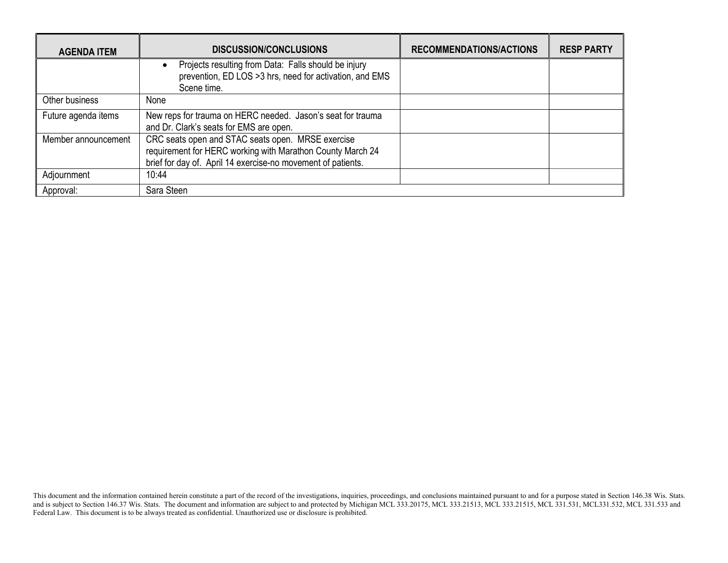| AGENDA ITEM | DISCUSSION/CONCLUSIONS | RECOMMENDATIONS/ACTIONS | RESP PARTY |
| --- | --- | --- | --- |
| | • Projects resulting from Data: Falls should be injury prevention, ED LOS >3 hrs, need for activation, and EMS Scene time. | | |
| Other business | None | | |
| Future agenda items | New reps for trauma on HERC needed. Jason's seat for trauma and Dr. Clark's seats for EMS are open. | | |
| Member announcement | CRC seats open and STAC seats open. MRSE exercise requirement for HERC working with Marathon County March 24 brief for day of. April 14 exercise-no movement of patients. | | |
| Adjournment | 10:44 | | |
| Approval: | Sara Steen | | |

This document and the information contained herein constitute a part of the record of the investigations, inquiries, proceedings, and conclusions maintained pursuant to and for a purpose stated in Section 146.38 Wis. Stats. and is subject to Section 146.37 Wis. Stats. The document and information are subject to and protected by Michigan MCL 333.20175, MCL 333.21513, MCL 333.21515, MCL 331.531, MCL331.532, MCL 331.533 and Federal Law. This document is to be always treated as confidential. Unauthorized use or disclosure is prohibited.